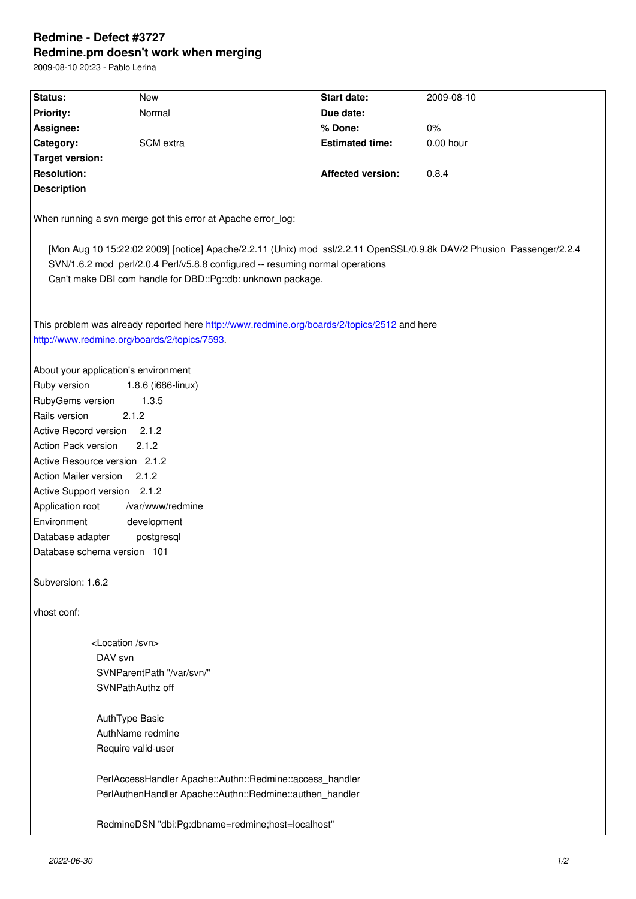# Redmine - Defect #3727

## Redmine.pm doesn't work when merging

2009-08-10 20:23 - Pablo Lerina

| Status: | New | Start date: | 2009-08-10 |
|---|---|---|---|
| Priority: | Normal | Due date: | |
| Assignee: | | % Done: | 0% |
| Category: | SCM extra | Estimated time: | 0.00 hour |
| Target version: | | | |
| Resolution: | | Affected version: | 0.8.4 |

**Description**

When running a svn merge got this error at Apache error_log:

```
[Mon Aug 10 15:22:02 2009] [notice] Apache/2.2.11 (Unix) mod_ssl/2.2.11 OpenSSL/0.9.8k DAV/2 Phusion_Passenger/2.2.4
SVN/1.6.2 mod_perl/2.0.4 Perl/v5.8.8 configured -- resuming normal operations
Can't make DBI com handle for DBD::Pg::db: unknown package.
```

This problem was already reported here http://www.redmine.org/boards/2/topics/2512 and here http://www.redmine.org/boards/2/topics/7593.

About your application's environment
Ruby version 1.8.6 (i686-linux)
RubyGems version 1.3.5
Rails version 2.1.2
Active Record version 2.1.2
Action Pack version 2.1.2
Active Resource version 2.1.2
Action Mailer version 2.1.2
Active Support version 2.1.2
Application root /var/www/redmine
Environment development
Database adapter postgresql
Database schema version 101

Subversion: 1.6.2

vhost conf:

```
<Location /svn>
  DAV svn
  SVNParentPath "/var/svn/"
  SVNPathAuthz off

  AuthType Basic
  AuthName redmine
  Require valid-user

  PerlAccessHandler Apache::Authn::Redmine::access_handler
  PerlAuthenHandler Apache::Authn::Redmine::authen_handler

  RedmineDSN "dbi:Pg:dbname=redmine;host=localhost"
```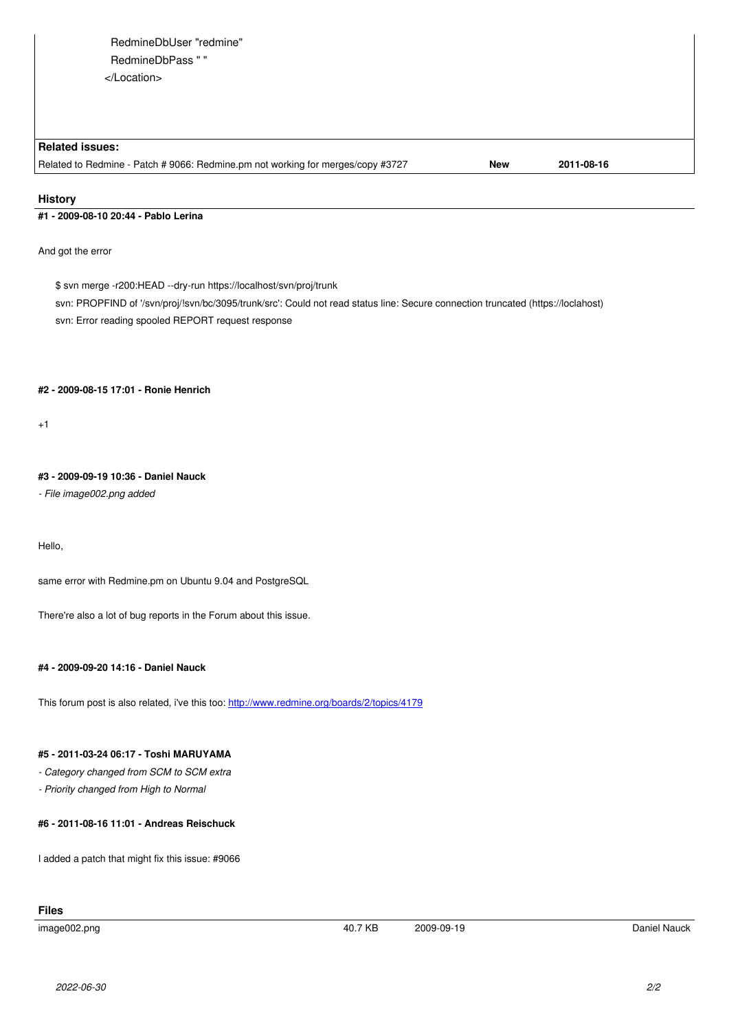```
  RedmineDbUser "redmine"
  RedmineDbPass " "
</Location>
```

**Related issues:**

| | | |
|---|---|---|
| Related to Redmine - Patch # 9066: Redmine.pm not working for merges/copy #3727 | **New** | **2011-08-16** |

## History

#### #1 - 2009-08-10 20:44 - Pablo Lerina

And got the error

```
$ svn merge -r200:HEAD --dry-run https://localhost/svn/proj/trunk
svn: PROPFIND of '/svn/proj/!svn/bc/3095/trunk/src': Could not read status line: Secure connection truncated (https://loclahost)
svn: Error reading spooled REPORT request response
```

#### #2 - 2009-08-15 17:01 - Ronie Henrich

+1

#### #3 - 2009-09-19 10:36 - Daniel Nauck

*- File image002.png added*

Hello,

same error with Redmine.pm on Ubuntu 9.04 and PostgreSQL

There're also a lot of bug reports in the Forum about this issue.

#### #4 - 2009-09-20 14:16 - Daniel Nauck

This forum post is also related, i've this too: http://www.redmine.org/boards/2/topics/4179

#### #5 - 2011-03-24 06:17 - Toshi MARUYAMA

*- Category changed from SCM to SCM extra*

*- Priority changed from High to Normal*

#### #6 - 2011-08-16 11:01 - Andreas Reischuck

I added a patch that might fix this issue: #9066

## Files

| | | | |
|---|---|---|---|
| image002.png | 40.7 KB | 2009-09-19 | Daniel Nauck |